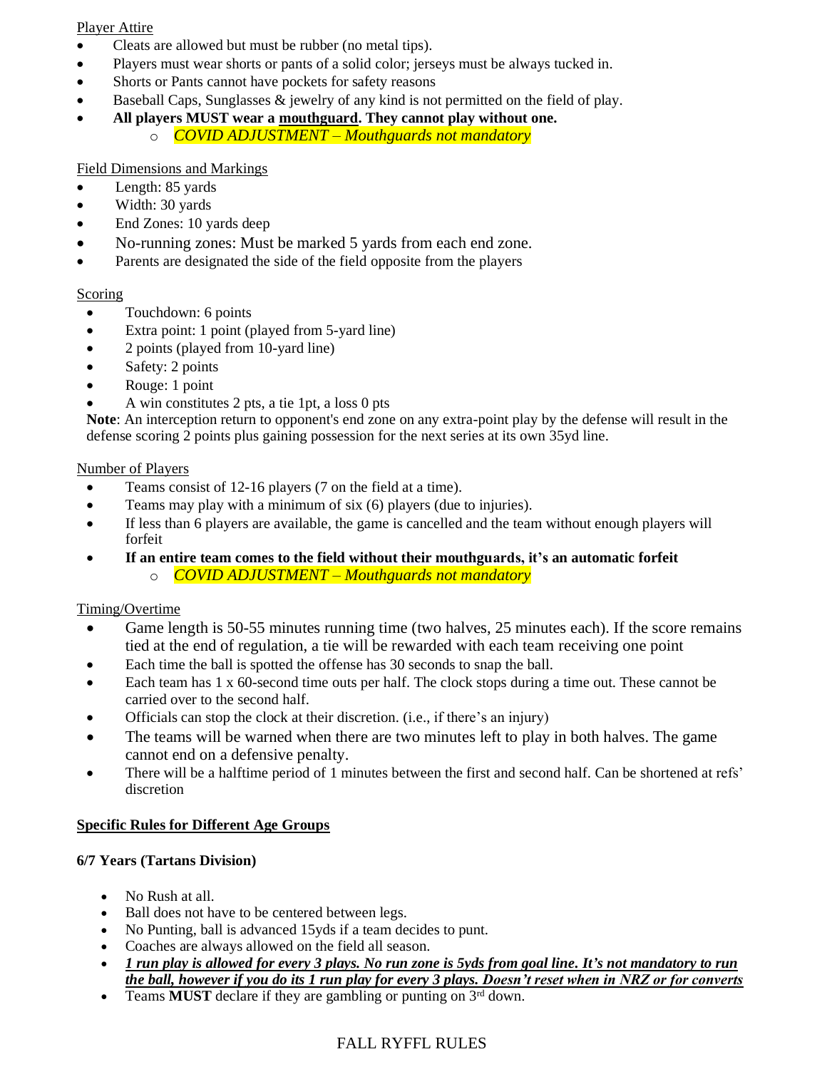Player Attire

- Cleats are allowed but must be rubber (no metal tips).
- Players must wear shorts or pants of a solid color; jerseys must be always tucked in.
- Shorts or Pants cannot have pockets for safety reasons
- Baseball Caps, Sunglasses & jewelry of any kind is not permitted on the field of play.
- **All players MUST wear a mouthguard. They cannot play without one.**
  - *COVID ADJUSTMENT – Mouthguards not mandatory*

Field Dimensions and Markings

- Length: 85 yards
- Width: 30 yards
- End Zones: 10 yards deep
- No-running zones: Must be marked 5 yards from each end zone.
- Parents are designated the side of the field opposite from the players

Scoring

- Touchdown: 6 points
- Extra point: 1 point (played from 5-yard line)
- 2 points (played from 10-yard line)
- Safety: 2 points
- Rouge: 1 point
- A win constitutes 2 pts, a tie 1pt, a loss 0 pts

**Note**: An interception return to opponent's end zone on any extra-point play by the defense will result in the defense scoring 2 points plus gaining possession for the next series at its own 35yd line.

Number of Players

- Teams consist of 12-16 players (7 on the field at a time).
- Teams may play with a minimum of six (6) players (due to injuries).
- If less than 6 players are available, the game is cancelled and the team without enough players will forfeit
- **If an entire team comes to the field without their mouthguards, it's an automatic forfeit**
  - *COVID ADJUSTMENT – Mouthguards not mandatory*

Timing/Overtime

- Game length is 50-55 minutes running time (two halves, 25 minutes each). If the score remains tied at the end of regulation, a tie will be rewarded with each team receiving one point
- Each time the ball is spotted the offense has 30 seconds to snap the ball.
- Each team has 1 x 60-second time outs per half. The clock stops during a time out. These cannot be carried over to the second half.
- Officials can stop the clock at their discretion. (i.e., if there's an injury)
- The teams will be warned when there are two minutes left to play in both halves. The game cannot end on a defensive penalty.
- There will be a halftime period of 1 minutes between the first and second half. Can be shortened at refs' discretion

## Specific Rules for Different Age Groups

### 6/7 Years (Tartans Division)

- No Rush at all.
- Ball does not have to be centered between legs.
- No Punting, ball is advanced 15yds if a team decides to punt.
- Coaches are always allowed on the field all season.
- ***1 run play is allowed for every 3 plays. No run zone is 5yds from goal line. It's not mandatory to run the ball, however if you do its 1 run play for every 3 plays. Doesn't reset when in NRZ or for converts***
- Teams **MUST** declare if they are gambling or punting on 3rd down.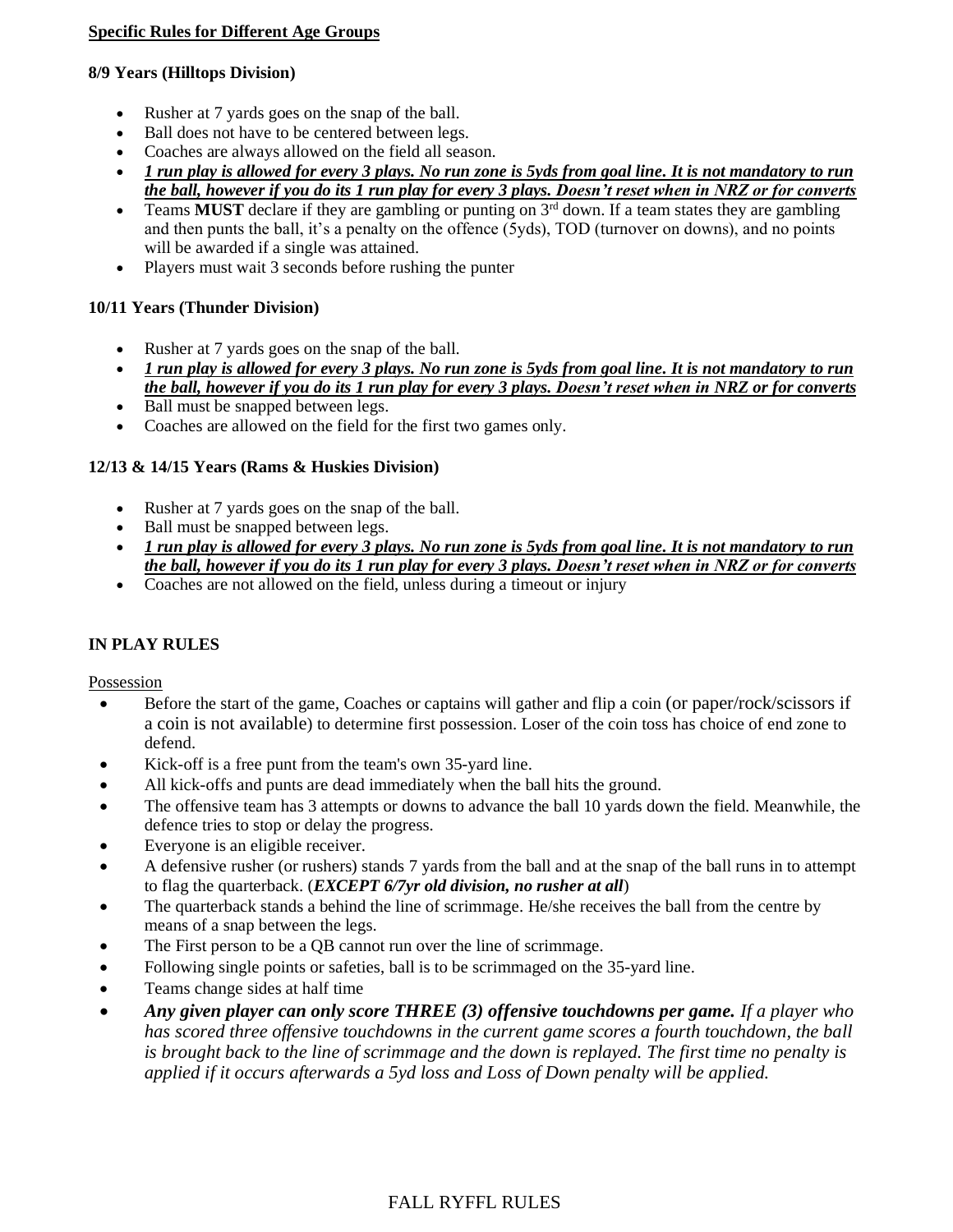**Specific Rules for Different Age Groups**

**8/9 Years (Hilltops Division)**

- Rusher at 7 yards goes on the snap of the ball.
- Ball does not have to be centered between legs.
- Coaches are always allowed on the field all season.
- ***1 run play is allowed for every 3 plays. No run zone is 5yds from goal line. It is not mandatory to run the ball, however if you do its 1 run play for every 3 plays. Doesn't reset when in NRZ or for converts***
- Teams **MUST** declare if they are gambling or punting on 3rd down. If a team states they are gambling and then punts the ball, it's a penalty on the offence (5yds), TOD (turnover on downs), and no points will be awarded if a single was attained.
- Players must wait 3 seconds before rushing the punter

**10/11 Years (Thunder Division)**

- Rusher at 7 yards goes on the snap of the ball.
- ***1 run play is allowed for every 3 plays. No run zone is 5yds from goal line. It is not mandatory to run the ball, however if you do its 1 run play for every 3 plays. Doesn't reset when in NRZ or for converts***
- Ball must be snapped between legs.
- Coaches are allowed on the field for the first two games only.

**12/13 & 14/15 Years (Rams & Huskies Division)**

- Rusher at 7 yards goes on the snap of the ball.
- Ball must be snapped between legs.
- ***1 run play is allowed for every 3 plays. No run zone is 5yds from goal line. It is not mandatory to run the ball, however if you do its 1 run play for every 3 plays. Doesn't reset when in NRZ or for converts***
- Coaches are not allowed on the field, unless during a timeout or injury

**IN PLAY RULES**

Possession

- Before the start of the game, Coaches or captains will gather and flip a coin (or paper/rock/scissors if a coin is not available) to determine first possession. Loser of the coin toss has choice of end zone to defend.
- Kick-off is a free punt from the team's own 35-yard line.
- All kick-offs and punts are dead immediately when the ball hits the ground.
- The offensive team has 3 attempts or downs to advance the ball 10 yards down the field. Meanwhile, the defence tries to stop or delay the progress.
- Everyone is an eligible receiver.
- A defensive rusher (or rushers) stands 7 yards from the ball and at the snap of the ball runs in to attempt to flag the quarterback. (***EXCEPT 6/7yr old division, no rusher at all***)
- The quarterback stands a behind the line of scrimmage. He/she receives the ball from the centre by means of a snap between the legs.
- The First person to be a QB cannot run over the line of scrimmage.
- Following single points or safeties, ball is to be scrimmaged on the 35-yard line.
- Teams change sides at half time
- ***Any given player can only score THREE (3) offensive touchdowns per game.*** *If a player who has scored three offensive touchdowns in the current game scores a fourth touchdown, the ball is brought back to the line of scrimmage and the down is replayed. The first time no penalty is applied if it occurs afterwards a 5yd loss and Loss of Down penalty will be applied.*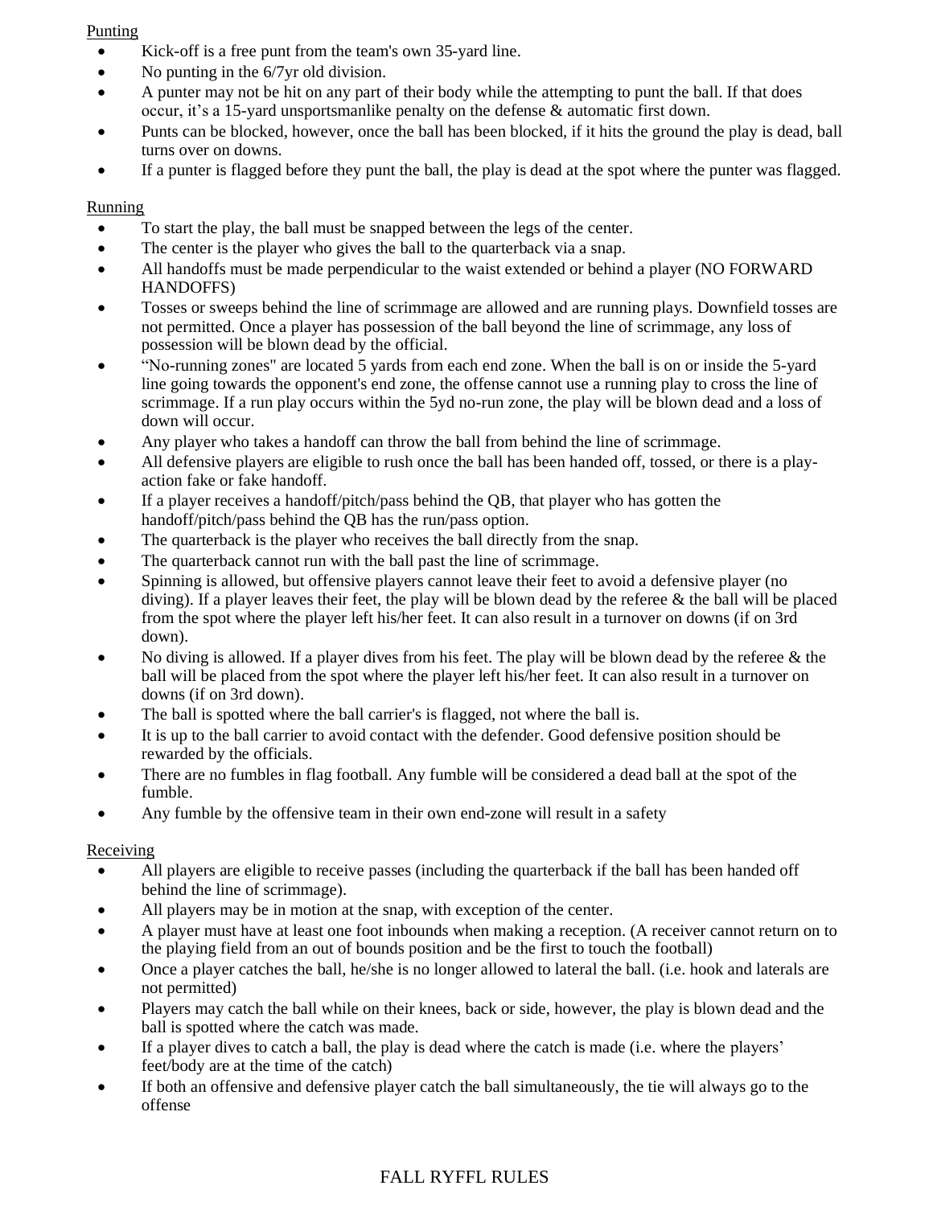Punting

- Kick-off is a free punt from the team's own 35-yard line.
- No punting in the 6/7yr old division.
- A punter may not be hit on any part of their body while the attempting to punt the ball. If that does occur, it's a 15-yard unsportsmanlike penalty on the defense & automatic first down.
- Punts can be blocked, however, once the ball has been blocked, if it hits the ground the play is dead, ball turns over on downs.
- If a punter is flagged before they punt the ball, the play is dead at the spot where the punter was flagged.

Running

- To start the play, the ball must be snapped between the legs of the center.
- The center is the player who gives the ball to the quarterback via a snap.
- All handoffs must be made perpendicular to the waist extended or behind a player (NO FORWARD HANDOFFS)
- Tosses or sweeps behind the line of scrimmage are allowed and are running plays. Downfield tosses are not permitted. Once a player has possession of the ball beyond the line of scrimmage, any loss of possession will be blown dead by the official.
- "No-running zones" are located 5 yards from each end zone. When the ball is on or inside the 5-yard line going towards the opponent's end zone, the offense cannot use a running play to cross the line of scrimmage. If a run play occurs within the 5yd no-run zone, the play will be blown dead and a loss of down will occur.
- Any player who takes a handoff can throw the ball from behind the line of scrimmage.
- All defensive players are eligible to rush once the ball has been handed off, tossed, or there is a play-action fake or fake handoff.
- If a player receives a handoff/pitch/pass behind the QB, that player who has gotten the handoff/pitch/pass behind the QB has the run/pass option.
- The quarterback is the player who receives the ball directly from the snap.
- The quarterback cannot run with the ball past the line of scrimmage.
- Spinning is allowed, but offensive players cannot leave their feet to avoid a defensive player (no diving). If a player leaves their feet, the play will be blown dead by the referee & the ball will be placed from the spot where the player left his/her feet. It can also result in a turnover on downs (if on 3rd down).
- No diving is allowed. If a player dives from his feet. The play will be blown dead by the referee & the ball will be placed from the spot where the player left his/her feet. It can also result in a turnover on downs (if on 3rd down).
- The ball is spotted where the ball carrier's is flagged, not where the ball is.
- It is up to the ball carrier to avoid contact with the defender. Good defensive position should be rewarded by the officials.
- There are no fumbles in flag football. Any fumble will be considered a dead ball at the spot of the fumble.
- Any fumble by the offensive team in their own end-zone will result in a safety

Receiving

- All players are eligible to receive passes (including the quarterback if the ball has been handed off behind the line of scrimmage).
- All players may be in motion at the snap, with exception of the center.
- A player must have at least one foot inbounds when making a reception. (A receiver cannot return on to the playing field from an out of bounds position and be the first to touch the football)
- Once a player catches the ball, he/she is no longer allowed to lateral the ball. (i.e. hook and laterals are not permitted)
- Players may catch the ball while on their knees, back or side, however, the play is blown dead and the ball is spotted where the catch was made.
- If a player dives to catch a ball, the play is dead where the catch is made (i.e. where the players' feet/body are at the time of the catch)
- If both an offensive and defensive player catch the ball simultaneously, the tie will always go to the offense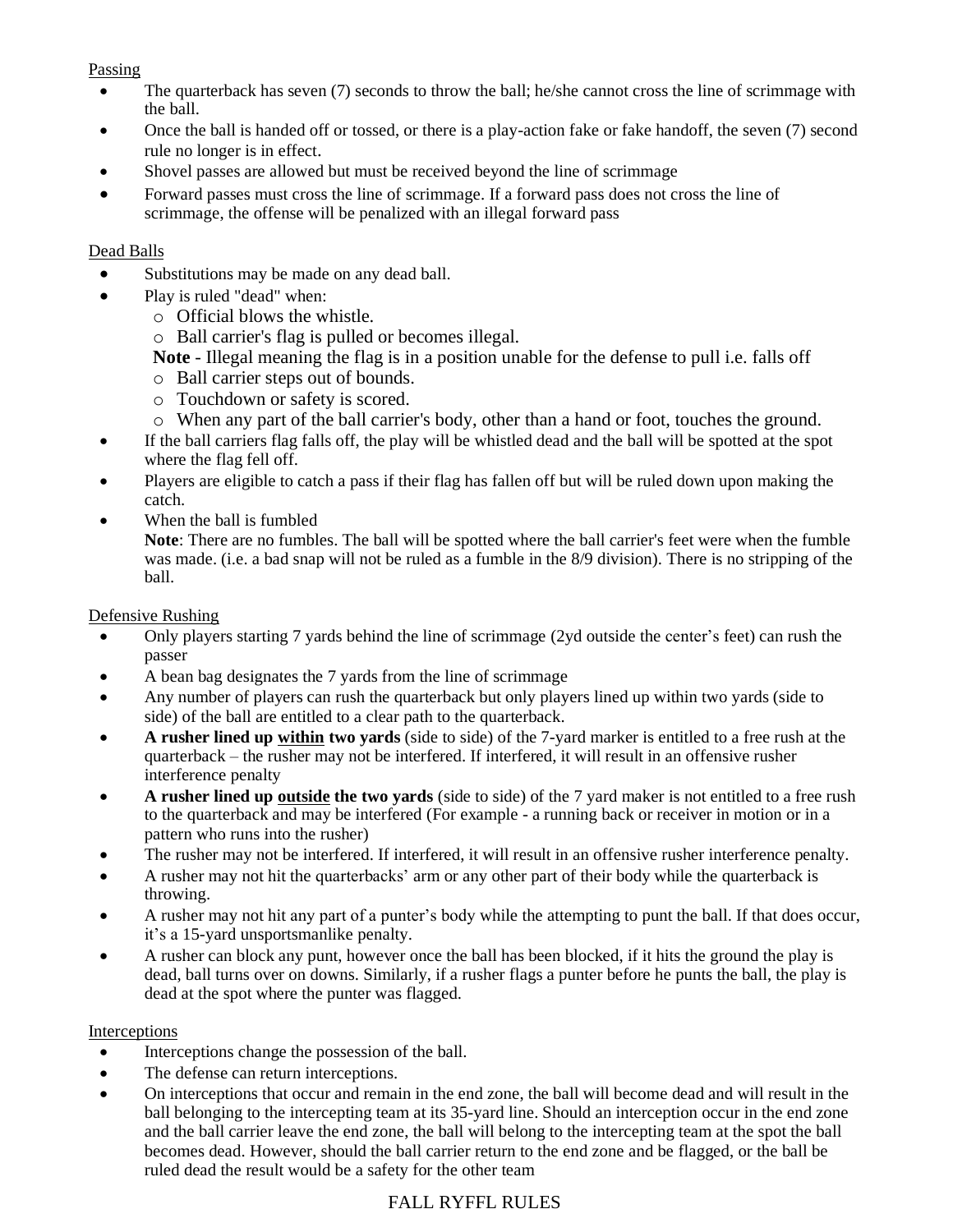Passing

- The quarterback has seven (7) seconds to throw the ball; he/she cannot cross the line of scrimmage with the ball.
- Once the ball is handed off or tossed, or there is a play-action fake or fake handoff, the seven (7) second rule no longer is in effect.
- Shovel passes are allowed but must be received beyond the line of scrimmage
- Forward passes must cross the line of scrimmage. If a forward pass does not cross the line of scrimmage, the offense will be penalized with an illegal forward pass

Dead Balls

- Substitutions may be made on any dead ball.
- Play is ruled "dead" when:
  - Official blows the whistle.
  - Ball carrier's flag is pulled or becomes illegal.

  **Note** - Illegal meaning the flag is in a position unable for the defense to pull i.e. falls off
  - Ball carrier steps out of bounds.
  - Touchdown or safety is scored.
  - When any part of the ball carrier's body, other than a hand or foot, touches the ground.
- If the ball carriers flag falls off, the play will be whistled dead and the ball will be spotted at the spot where the flag fell off.
- Players are eligible to catch a pass if their flag has fallen off but will be ruled down upon making the catch.
- When the ball is fumbled

  **Note**: There are no fumbles. The ball will be spotted where the ball carrier's feet were when the fumble was made. (i.e. a bad snap will not be ruled as a fumble in the 8/9 division). There is no stripping of the ball.

Defensive Rushing

- Only players starting 7 yards behind the line of scrimmage (2yd outside the center's feet) can rush the passer
- A bean bag designates the 7 yards from the line of scrimmage
- Any number of players can rush the quarterback but only players lined up within two yards (side to side) of the ball are entitled to a clear path to the quarterback.
- **A rusher lined up <u>within</u> two yards** (side to side) of the 7-yard marker is entitled to a free rush at the quarterback – the rusher may not be interfered. If interfered, it will result in an offensive rusher interference penalty
- **A rusher lined up <u>outside</u> the two yards** (side to side) of the 7 yard maker is not entitled to a free rush to the quarterback and may be interfered (For example - a running back or receiver in motion or in a pattern who runs into the rusher)
- The rusher may not be interfered. If interfered, it will result in an offensive rusher interference penalty.
- A rusher may not hit the quarterbacks' arm or any other part of their body while the quarterback is throwing.
- A rusher may not hit any part of a punter's body while the attempting to punt the ball. If that does occur, it's a 15-yard unsportsmanlike penalty.
- A rusher can block any punt, however once the ball has been blocked, if it hits the ground the play is dead, ball turns over on downs. Similarly, if a rusher flags a punter before he punts the ball, the play is dead at the spot where the punter was flagged.

Interceptions

- Interceptions change the possession of the ball.
- The defense can return interceptions.
- On interceptions that occur and remain in the end zone, the ball will become dead and will result in the ball belonging to the intercepting team at its 35-yard line. Should an interception occur in the end zone and the ball carrier leave the end zone, the ball will belong to the intercepting team at the spot the ball becomes dead. However, should the ball carrier return to the end zone and be flagged, or the ball be ruled dead the result would be a safety for the other team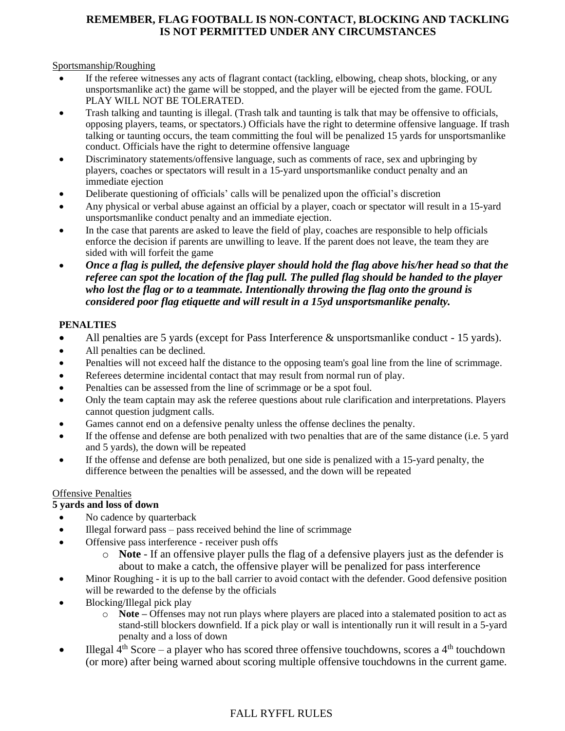**REMEMBER, FLAG FOOTBALL IS NON-CONTACT, BLOCKING AND TACKLING IS NOT PERMITTED UNDER ANY CIRCUMSTANCES**

Sportsmanship/Roughing

- If the referee witnesses any acts of flagrant contact (tackling, elbowing, cheap shots, blocking, or any unsportsmanlike act) the game will be stopped, and the player will be ejected from the game. FOUL PLAY WILL NOT BE TOLERATED.
- Trash talking and taunting is illegal. (Trash talk and taunting is talk that may be offensive to officials, opposing players, teams, or spectators.) Officials have the right to determine offensive language. If trash talking or taunting occurs, the team committing the foul will be penalized 15 yards for unsportsmanlike conduct. Officials have the right to determine offensive language
- Discriminatory statements/offensive language, such as comments of race, sex and upbringing by players, coaches or spectators will result in a 15-yard unsportsmanlike conduct penalty and an immediate ejection
- Deliberate questioning of officials' calls will be penalized upon the official's discretion
- Any physical or verbal abuse against an official by a player, coach or spectator will result in a 15-yard unsportsmanlike conduct penalty and an immediate ejection.
- In the case that parents are asked to leave the field of play, coaches are responsible to help officials enforce the decision if parents are unwilling to leave. If the parent does not leave, the team they are sided with will forfeit the game
- ***Once a flag is pulled, the defensive player should hold the flag above his/her head so that the referee can spot the location of the flag pull. The pulled flag should be handed to the player who lost the flag or to a teammate. Intentionally throwing the flag onto the ground is considered poor flag etiquette and will result in a 15yd unsportsmanlike penalty.***

**PENALTIES**

- All penalties are 5 yards (except for Pass Interference & unsportsmanlike conduct - 15 yards).
- All penalties can be declined.
- Penalties will not exceed half the distance to the opposing team's goal line from the line of scrimmage.
- Referees determine incidental contact that may result from normal run of play.
- Penalties can be assessed from the line of scrimmage or be a spot foul.
- Only the team captain may ask the referee questions about rule clarification and interpretations. Players cannot question judgment calls.
- Games cannot end on a defensive penalty unless the offense declines the penalty.
- If the offense and defense are both penalized with two penalties that are of the same distance (i.e. 5 yard and 5 yards), the down will be repeated
- If the offense and defense are both penalized, but one side is penalized with a 15-yard penalty, the difference between the penalties will be assessed, and the down will be repeated

Offensive Penalties

**5 yards and loss of down**

- No cadence by quarterback
- Illegal forward pass – pass received behind the line of scrimmage
- Offensive pass interference - receiver push offs
  - **Note** - If an offensive player pulls the flag of a defensive players just as the defender is about to make a catch, the offensive player will be penalized for pass interference
- Minor Roughing - it is up to the ball carrier to avoid contact with the defender. Good defensive position will be rewarded to the defense by the officials
- Blocking/Illegal pick play
  - **Note –** Offenses may not run plays where players are placed into a stalemated position to act as stand-still blockers downfield. If a pick play or wall is intentionally run it will result in a 5-yard penalty and a loss of down
- Illegal 4th Score – a player who has scored three offensive touchdowns, scores a 4th touchdown (or more) after being warned about scoring multiple offensive touchdowns in the current game.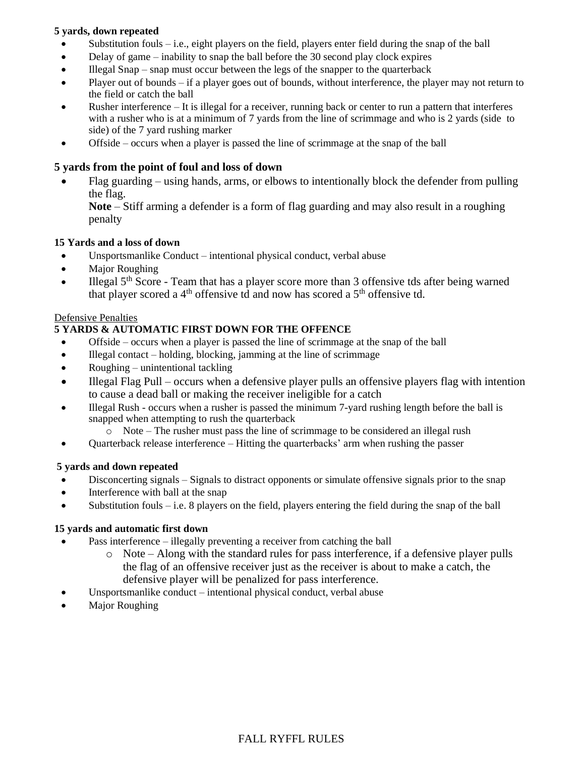**5 yards, down repeated**

- Substitution fouls – i.e., eight players on the field, players enter field during the snap of the ball
- Delay of game – inability to snap the ball before the 30 second play clock expires
- Illegal Snap – snap must occur between the legs of the snapper to the quarterback
- Player out of bounds – if a player goes out of bounds, without interference, the player may not return to the field or catch the ball
- Rusher interference – It is illegal for a receiver, running back or center to run a pattern that interferes with a rusher who is at a minimum of 7 yards from the line of scrimmage and who is 2 yards (side to side) of the 7 yard rushing marker
- Offside – occurs when a player is passed the line of scrimmage at the snap of the ball

**5 yards from the point of foul and loss of down**

- Flag guarding – using hands, arms, or elbows to intentionally block the defender from pulling the flag.
  **Note** – Stiff arming a defender is a form of flag guarding and may also result in a roughing penalty

**15 Yards and a loss of down**

- Unsportsmanlike Conduct – intentional physical conduct, verbal abuse
- Major Roughing
- Illegal 5th Score - Team that has a player score more than 3 offensive tds after being warned that player scored a 4th offensive td and now has scored a 5th offensive td.

Defensive Penalties

**5 YARDS & AUTOMATIC FIRST DOWN FOR THE OFFENCE**

- Offside – occurs when a player is passed the line of scrimmage at the snap of the ball
- Illegal contact – holding, blocking, jamming at the line of scrimmage
- Roughing – unintentional tackling
- Illegal Flag Pull – occurs when a defensive player pulls an offensive players flag with intention to cause a dead ball or making the receiver ineligible for a catch
- Illegal Rush - occurs when a rusher is passed the minimum 7-yard rushing length before the ball is snapped when attempting to rush the quarterback
  - Note – The rusher must pass the line of scrimmage to be considered an illegal rush
- Quarterback release interference – Hitting the quarterbacks' arm when rushing the passer

**5 yards and down repeated**

- Disconcerting signals – Signals to distract opponents or simulate offensive signals prior to the snap
- Interference with ball at the snap
- Substitution fouls – i.e. 8 players on the field, players entering the field during the snap of the ball

**15 yards and automatic first down**

- Pass interference – illegally preventing a receiver from catching the ball
  - Note – Along with the standard rules for pass interference, if a defensive player pulls the flag of an offensive receiver just as the receiver is about to make a catch, the defensive player will be penalized for pass interference.
- Unsportsmanlike conduct – intentional physical conduct, verbal abuse
- Major Roughing